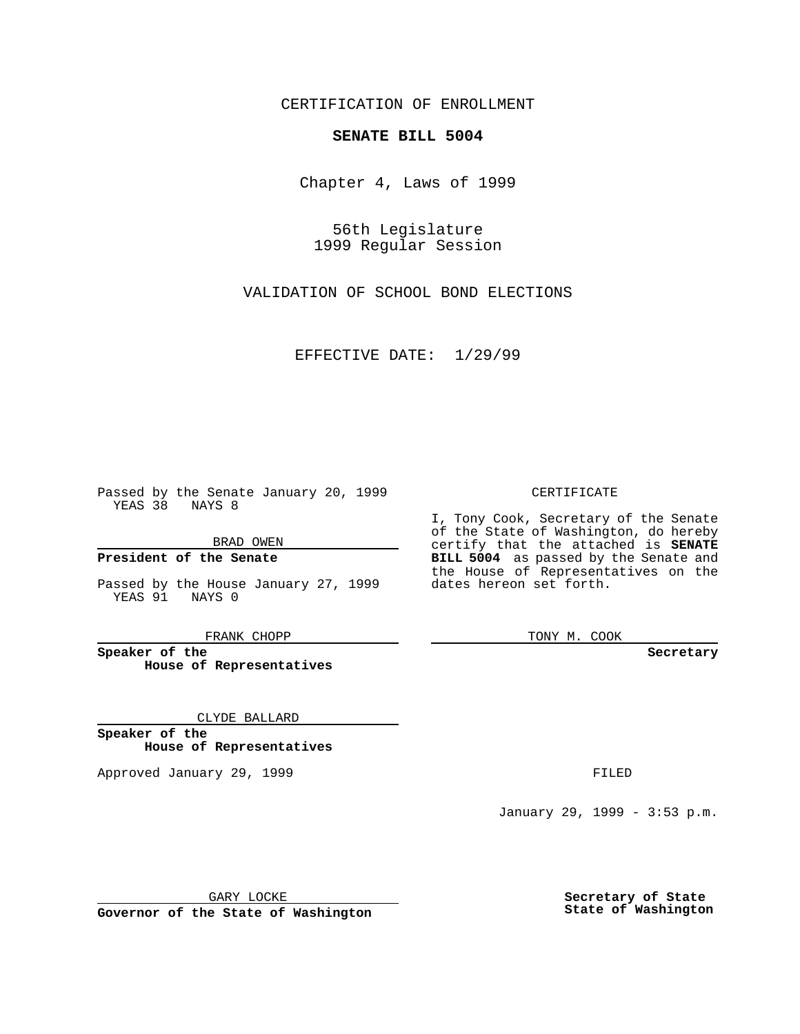CERTIFICATION OF ENROLLMENT

**SENATE BILL 5004**

Chapter 4, Laws of 1999

56th Legislature
1999 Regular Session

VALIDATION OF SCHOOL BOND ELECTIONS

EFFECTIVE DATE: 1/29/99

Passed by the Senate January 20, 1999
YEAS 38 NAYS 8

BRAD OWEN

**President of the Senate**

Passed by the House January 27, 1999
YEAS 91 NAYS 0

FRANK CHOPP

**Speaker of the House of Representatives**

CLYDE BALLARD

**Speaker of the House of Representatives**

Approved January 29, 1999

GARY LOCKE

**Governor of the State of Washington**

CERTIFICATE

I, Tony Cook, Secretary of the Senate of the State of Washington, do hereby certify that the attached is **SENATE BILL 5004** as passed by the Senate and the House of Representatives on the dates hereon set forth.

TONY M. COOK

**Secretary**

FILED

January 29, 1999 - 3:53 p.m.

**Secretary of State**
**State of Washington**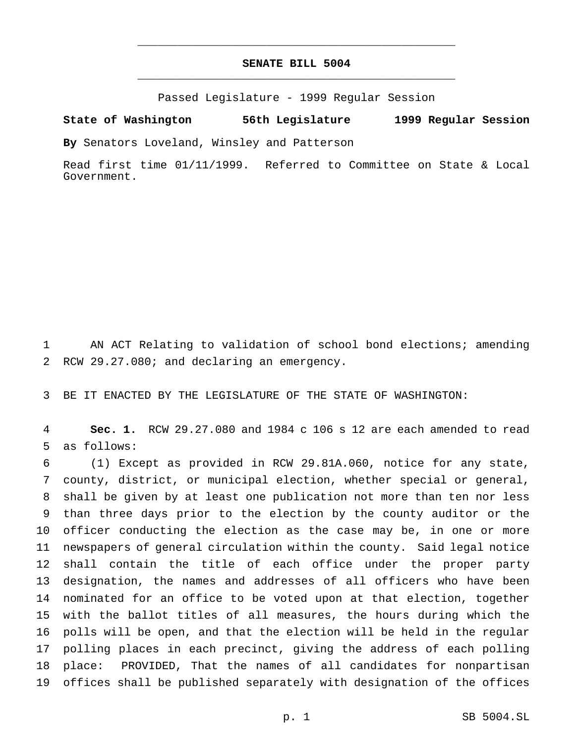# SENATE BILL 5004

Passed Legislature - 1999 Regular Session

**State of Washington 56th Legislature 1999 Regular Session**

**By** Senators Loveland, Winsley and Patterson

Read first time 01/11/1999. Referred to Committee on State & Local Government.

AN ACT Relating to validation of school bond elections; amending RCW 29.27.080; and declaring an emergency.

BE IT ENACTED BY THE LEGISLATURE OF THE STATE OF WASHINGTON:

**Sec. 1.** RCW 29.27.080 and 1984 c 106 s 12 are each amended to read as follows:

(1) Except as provided in RCW 29.81A.060, notice for any state, county, district, or municipal election, whether special or general, shall be given by at least one publication not more than ten nor less than three days prior to the election by the county auditor or the officer conducting the election as the case may be, in one or more newspapers of general circulation within the county. Said legal notice shall contain the title of each office under the proper party designation, the names and addresses of all officers who have been nominated for an office to be voted upon at that election, together with the ballot titles of all measures, the hours during which the polls will be open, and that the election will be held in the regular polling places in each precinct, giving the address of each polling place: PROVIDED, That the names of all candidates for nonpartisan offices shall be published separately with designation of the offices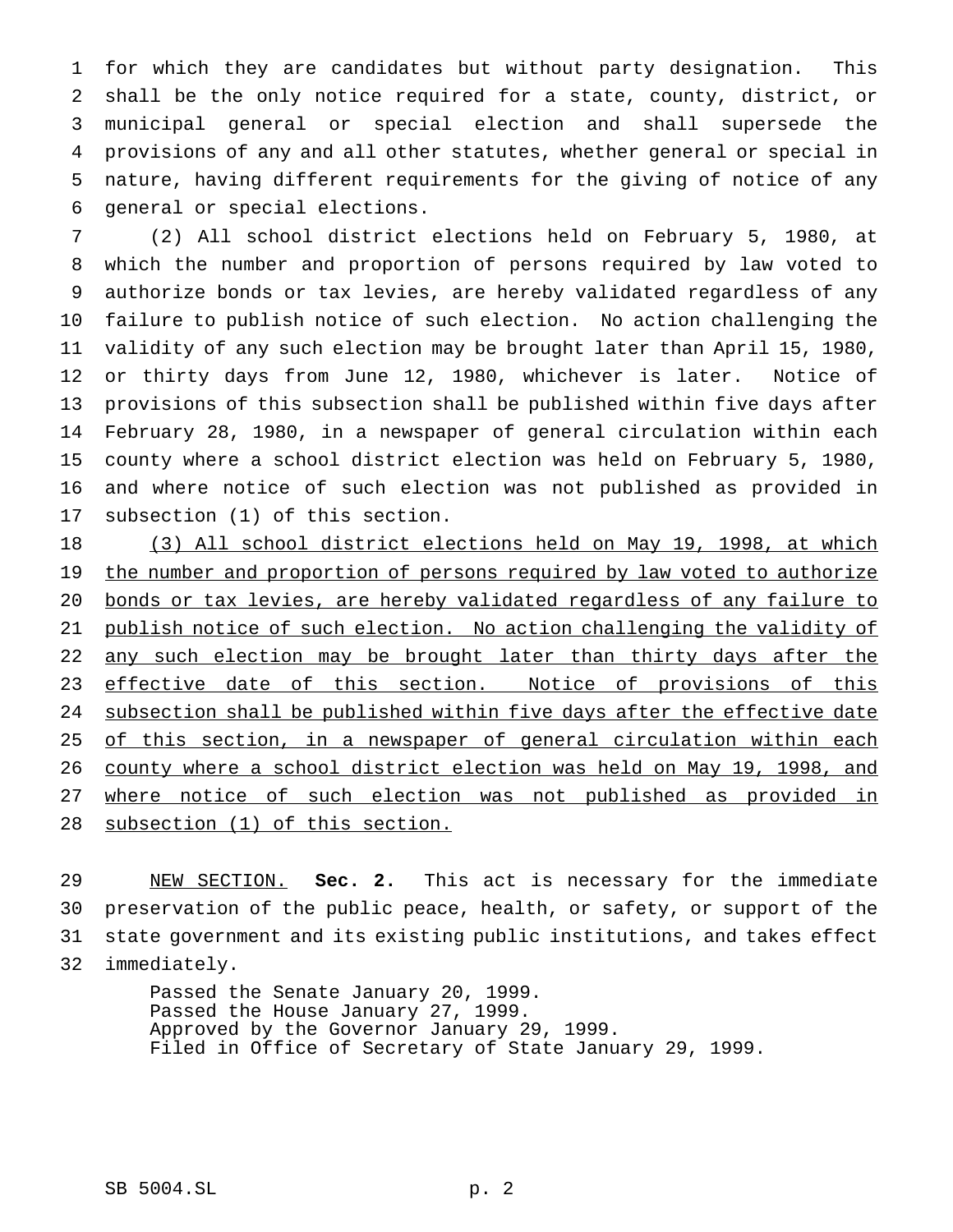for which they are candidates but without party designation. This shall be the only notice required for a state, county, district, or municipal general or special election and shall supersede the provisions of any and all other statutes, whether general or special in nature, having different requirements for the giving of notice of any general or special elections.

(2) All school district elections held on February 5, 1980, at which the number and proportion of persons required by law voted to authorize bonds or tax levies, are hereby validated regardless of any failure to publish notice of such election. No action challenging the validity of any such election may be brought later than April 15, 1980, or thirty days from June 12, 1980, whichever is later. Notice of provisions of this subsection shall be published within five days after February 28, 1980, in a newspaper of general circulation within each county where a school district election was held on February 5, 1980, and where notice of such election was not published as provided in subsection (1) of this section.

<u>(3) All school district elections held on May 19, 1998, at which the number and proportion of persons required by law voted to authorize bonds or tax levies, are hereby validated regardless of any failure to publish notice of such election. No action challenging the validity of any such election may be brought later than thirty days after the effective date of this section. Notice of provisions of this subsection shall be published within five days after the effective date of this section, in a newspaper of general circulation within each county where a school district election was held on May 19, 1998, and where notice of such election was not published as provided in subsection (1) of this section.</u>

<u>NEW SECTION.</u> **Sec. 2.** This act is necessary for the immediate preservation of the public peace, health, or safety, or support of the state government and its existing public institutions, and takes effect immediately.

Passed the Senate January 20, 1999.
Passed the House January 27, 1999.
Approved by the Governor January 29, 1999.
Filed in Office of Secretary of State January 29, 1999.